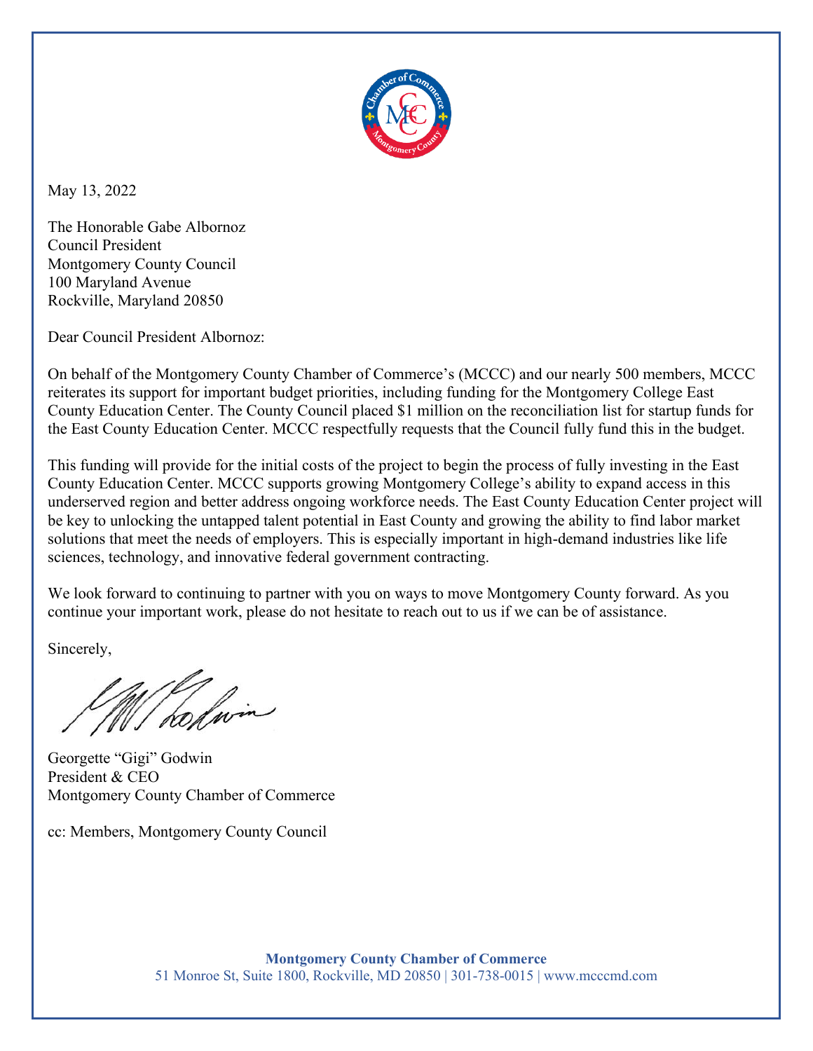May 13, 2022

The Honorable Gabe Albornoz
Council President
Montgomery County Council
100 Maryland Avenue
Rockville, Maryland 20850

Dear Council President Albornoz:

On behalf of the Montgomery County Chamber of Commerce's (MCCC) and our nearly 500 members, MCCC reiterates its support for important budget priorities, including funding for the Montgomery College East County Education Center. The County Council placed $1 million on the reconciliation list for startup funds for the East County Education Center. MCCC respectfully requests that the Council fully fund this in the budget.

This funding will provide for the initial costs of the project to begin the process of fully investing in the East County Education Center. MCCC supports growing Montgomery College's ability to expand access in this underserved region and better address ongoing workforce needs. The East County Education Center project will be key to unlocking the untapped talent potential in East County and growing the ability to find labor market solutions that meet the needs of employers. This is especially important in high-demand industries like life sciences, technology, and innovative federal government contracting.

We look forward to continuing to partner with you on ways to move Montgomery County forward. As you continue your important work, please do not hesitate to reach out to us if we can be of assistance.

Sincerely,

Georgette "Gigi" Godwin
President & CEO
Montgomery County Chamber of Commerce

cc: Members, Montgomery County Council

**Montgomery County Chamber of Commerce**
51 Monroe St, Suite 1800, Rockville, MD 20850 | 301-738-0015 | www.mcccmd.com